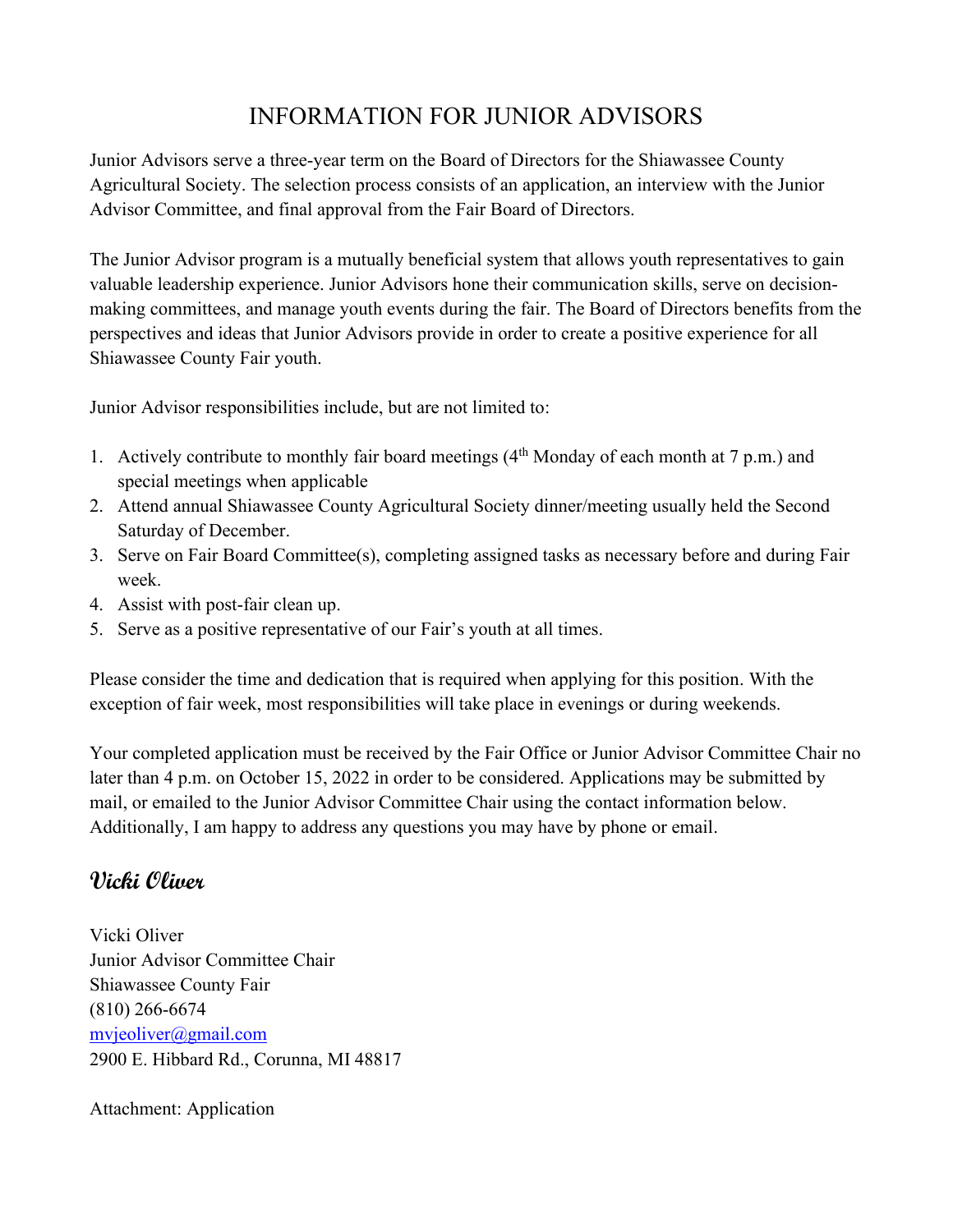# INFORMATION FOR JUNIOR ADVISORS

Junior Advisors serve a three-year term on the Board of Directors for the Shiawassee County Agricultural Society. The selection process consists of an application, an interview with the Junior Advisor Committee, and final approval from the Fair Board of Directors.

The Junior Advisor program is a mutually beneficial system that allows youth representatives to gain valuable leadership experience. Junior Advisors hone their communication skills, serve on decision-making committees, and manage youth events during the fair. The Board of Directors benefits from the perspectives and ideas that Junior Advisors provide in order to create a positive experience for all Shiawassee County Fair youth.

Junior Advisor responsibilities include, but are not limited to:

1. Actively contribute to monthly fair board meetings (4th Monday of each month at 7 p.m.) and special meetings when applicable
2. Attend annual Shiawassee County Agricultural Society dinner/meeting usually held the Second Saturday of December.
3. Serve on Fair Board Committee(s), completing assigned tasks as necessary before and during Fair week.
4. Assist with post-fair clean up.
5. Serve as a positive representative of our Fair's youth at all times.

Please consider the time and dedication that is required when applying for this position. With the exception of fair week, most responsibilities will take place in evenings or during weekends.

Your completed application must be received by the Fair Office or Junior Advisor Committee Chair no later than 4 p.m. on October 15, 2022 in order to be considered. Applications may be submitted by mail, or emailed to the Junior Advisor Committee Chair using the contact information below. Additionally, I am happy to address any questions you may have by phone or email.

***Vicki Oliver***

Vicki Oliver
Junior Advisor Committee Chair
Shiawassee County Fair
(810) 266-6674
mvjeoliver@gmail.com
2900 E. Hibbard Rd., Corunna, MI 48817

Attachment: Application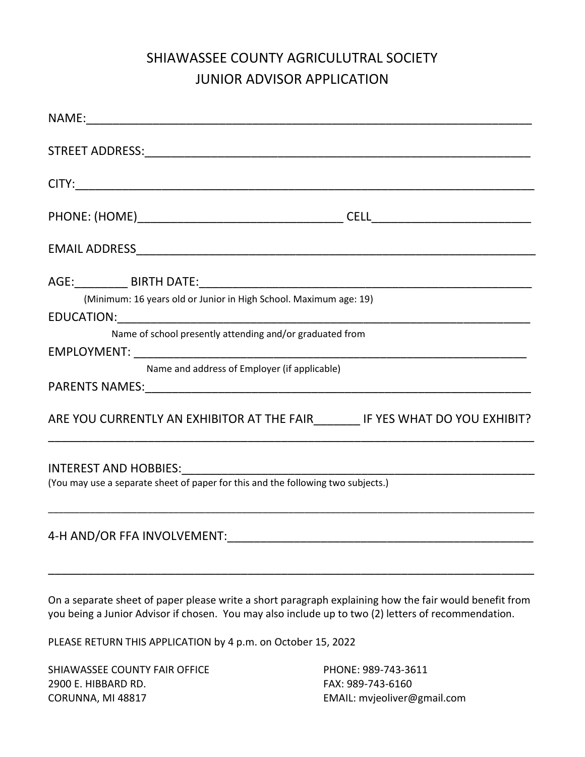# SHIAWASSEE COUNTY AGRICULUTRAL SOCIETY
## JUNIOR ADVISOR APPLICATION

NAME:_______________________________________________________________

STREET ADDRESS:_____________________________________________________

CITY:_______________________________________________________________

PHONE: (HOME)_____________________________ CELL________________________

EMAIL ADDRESS_______________________________________________________

AGE:________ BIRTH DATE:____________________________________________

(Minimum: 16 years old or Junior in High School. Maximum age: 19)

EDUCATION:__________________________________________________________

Name of school presently attending and/or graduated from

EMPLOYMENT: ________________________________________________________

Name and address of Employer (if applicable)

PARENTS NAMES:______________________________________________________

ARE YOU CURRENTLY AN EXHIBITOR AT THE FAIR_______ IF YES WHAT DO YOU EXHIBIT?

____________________________________________________________________

INTEREST AND HOBBIES:_______________________________________________

(You may use a separate sheet of paper for this and the following two subjects.)

____________________________________________________________________

4-H AND/OR FFA INVOLVEMENT:__________________________________________

____________________________________________________________________

On a separate sheet of paper please write a short paragraph explaining how the fair would benefit from you being a Junior Advisor if chosen. You may also include up to two (2) letters of recommendation.

PLEASE RETURN THIS APPLICATION by 4 p.m. on October 15, 2022

SHIAWASSEE COUNTY FAIR OFFICE
2900 E. HIBBARD RD.
CORUNNA, MI 48817

PHONE: 989-743-3611
FAX: 989-743-6160
EMAIL: mvjeoliver@gmail.com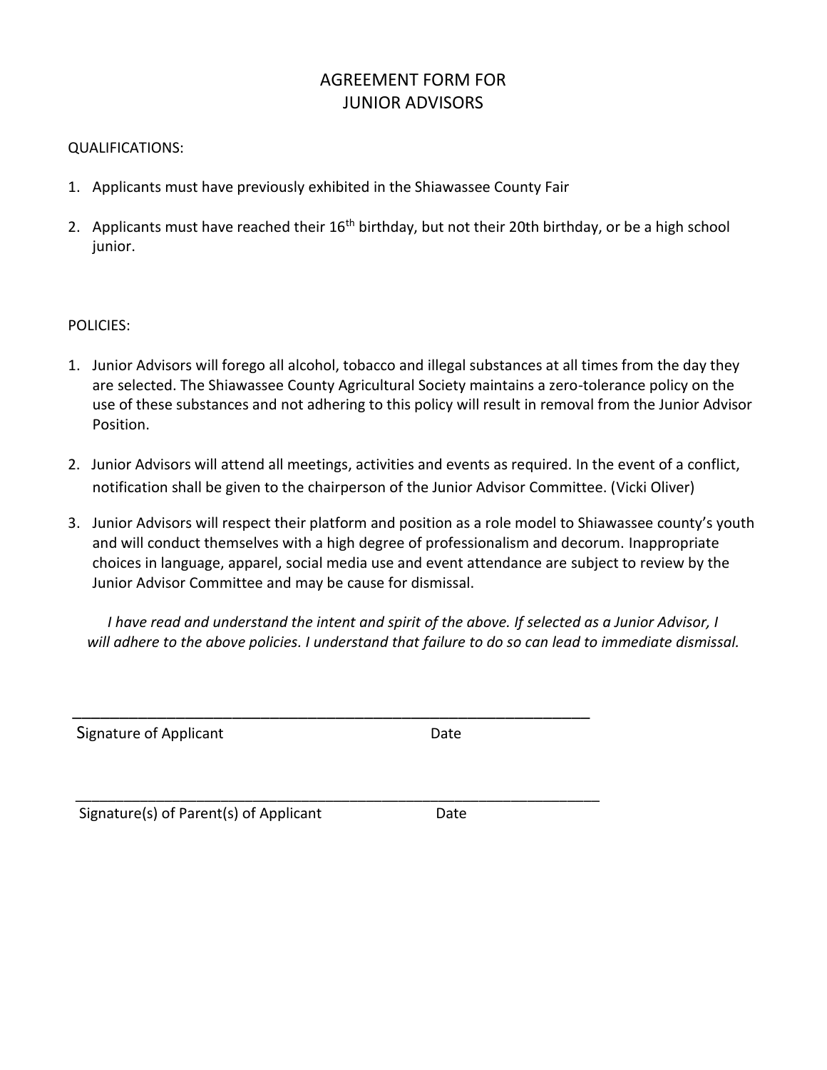# AGREEMENT FORM FOR JUNIOR ADVISORS

QUALIFICATIONS:

1. Applicants must have previously exhibited in the Shiawassee County Fair
2. Applicants must have reached their 16th birthday, but not their 20th birthday, or be a high school junior.

POLICIES:

1. Junior Advisors will forego all alcohol, tobacco and illegal substances at all times from the day they are selected. The Shiawassee County Agricultural Society maintains a zero-tolerance policy on the use of these substances and not adhering to this policy will result in removal from the Junior Advisor Position.
2. Junior Advisors will attend all meetings, activities and events as required. In the event of a conflict, notification shall be given to the chairperson of the Junior Advisor Committee. (Vicki Oliver)
3. Junior Advisors will respect their platform and position as a role model to Shiawassee county's youth and will conduct themselves with a high degree of professionalism and decorum. Inappropriate choices in language, apparel, social media use and event attendance are subject to review by the Junior Advisor Committee and may be cause for dismissal.

*I have read and understand the intent and spirit of the above. If selected as a Junior Advisor, I will adhere to the above policies. I understand that failure to do so can lead to immediate dismissal.*

______________________________________________________________

Signature of Applicant Date

______________________________________________________________

Signature(s) of Parent(s) of Applicant Date